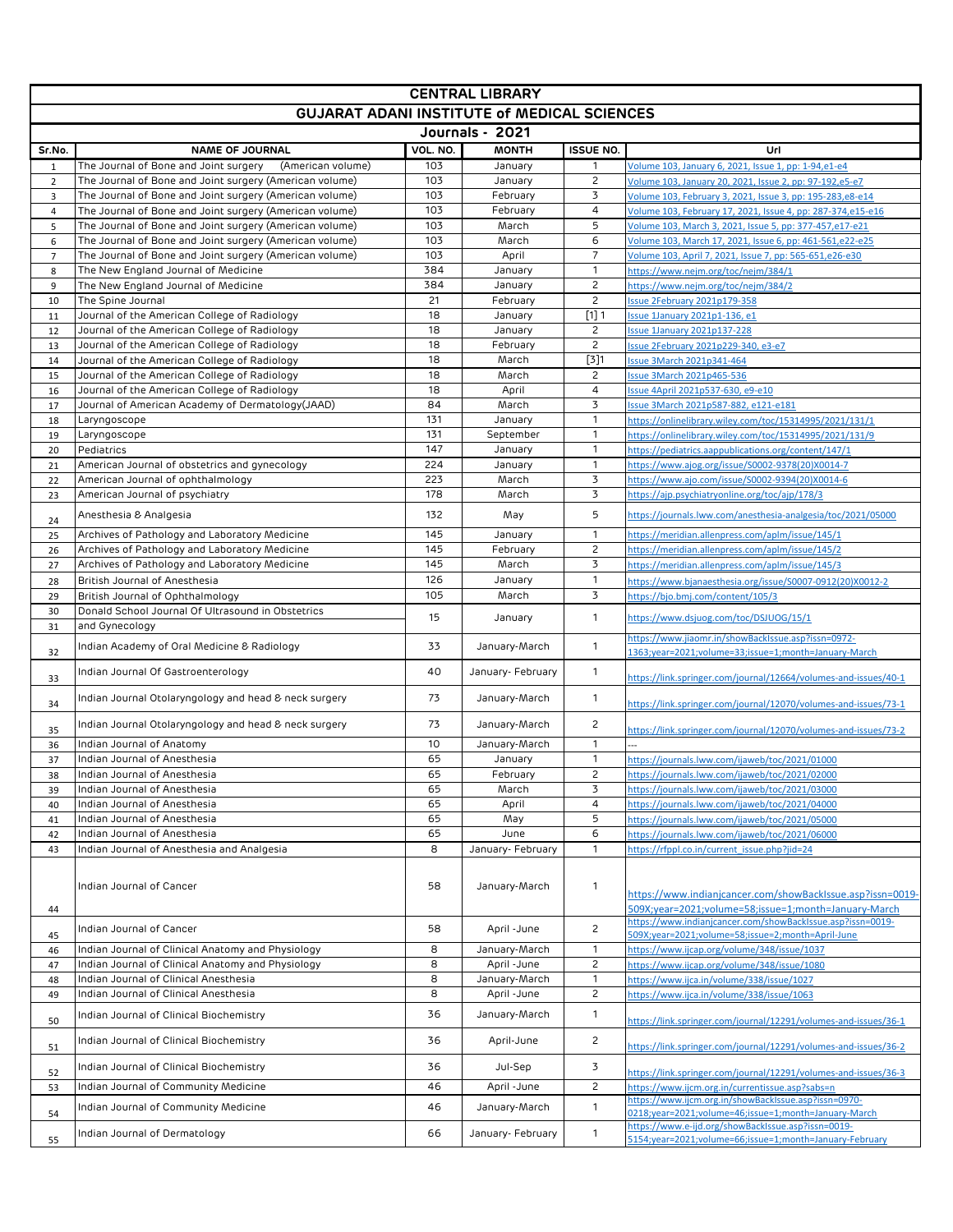# CENTRAL LIBRARY

## GUJARAT ADANI INSTITUTE of MEDICAL SCIENCES

### Journals - 2021

| Sr.No. | NAME OF JOURNAL | VOL. NO. | MONTH | ISSUE NO. | Url |
|---|---|---|---|---|---|
| 1 | The Journal of Bone and Joint surgery (American volume) | 103 | January | 1 | Volume 103, January 6, 2021, Issue 1, pp: 1-94,e1-e4 |
| 2 | The Journal of Bone and Joint surgery (American volume) | 103 | January | 2 | Volume 103, January 20, 2021, Issue 2, pp: 97-192,e5-e7 |
| 3 | The Journal of Bone and Joint surgery (American volume) | 103 | February | 3 | Volume 103, February 3, 2021, Issue 3, pp: 195-283,e8-e14 |
| 4 | The Journal of Bone and Joint surgery (American volume) | 103 | February | 4 | Volume 103, February 17, 2021, Issue 4, pp: 287-374,e15-e16 |
| 5 | The Journal of Bone and Joint surgery (American volume) | 103 | March | 5 | Volume 103, March 3, 2021, Issue 5, pp: 377-457,e17-e21 |
| 6 | The Journal of Bone and Joint surgery (American volume) | 103 | March | 6 | Volume 103, March 17, 2021, Issue 6, pp: 461-561,e22-e25 |
| 7 | The Journal of Bone and Joint surgery (American volume) | 103 | April | 7 | Volume 103, April 7, 2021, Issue 7, pp: 565-651,e26-e30 |
| 8 | The New England Journal of Medicine | 384 | January | 1 | https://www.nejm.org/toc/nejm/384/1 |
| 9 | The New England Journal of Medicine | 384 | January | 2 | https://www.nejm.org/toc/nejm/384/2 |
| 10 | The Spine Journal | 21 | February | 2 | Issue 2February 2021p179-358 |
| 11 | Journal of the American College of Radiology | 18 | January | [1] 1 | Issue 1January 2021p1-136, e1 |
| 12 | Journal of the American College of Radiology | 18 | January | 2 | Issue 1January 2021p137-228 |
| 13 | Journal of the American College of Radiology | 18 | February | 2 | Issue 2February 2021p229-340, e3-e7 |
| 14 | Journal of the American College of Radiology | 18 | March | [3]1 | Issue 3March 2021p341-464 |
| 15 | Journal of the American College of Radiology | 18 | March | 2 | Issue 3March 2021p465-536 |
| 16 | Journal of the American College of Radiology | 18 | April | 4 | Issue 4April 2021p537-630, e9-e10 |
| 17 | Journal of American Academy of Dermatology(JAAD) | 84 | March | 3 | Issue 3March 2021p587-882, e121-e181 |
| 18 | Laryngoscope | 131 | January | 1 | https://onlinelibrary.wiley.com/toc/15314995/2021/131/1 |
| 19 | Laryngoscope | 131 | September | 1 | https://onlinelibrary.wiley.com/toc/15314995/2021/131/9 |
| 20 | Pediatrics | 147 | January | 1 | https://pediatrics.aappublications.org/content/147/1 |
| 21 | American Journal of obstetrics and gynecology | 224 | January | 1 | https://www.ajog.org/issue/S0002-9378(20)X0014-7 |
| 22 | American Journal of ophthalmology | 223 | March | 3 | https://www.ajo.com/issue/S0002-9394(20)X0014-6 |
| 23 | American Journal of psychiatry | 178 | March | 3 | https://ajp.psychiatryonline.org/toc/ajp/178/3 |
| 24 | Anesthesia & Analgesia | 132 | May | 5 | https://journals.lww.com/anesthesia-analgesia/toc/2021/05000 |
| 25 | Archives of Pathology and Laboratory Medicine | 145 | January | 1 | https://meridian.allenpress.com/aplm/issue/145/1 |
| 26 | Archives of Pathology and Laboratory Medicine | 145 | February | 2 | https://meridian.allenpress.com/aplm/issue/145/2 |
| 27 | Archives of Pathology and Laboratory Medicine | 145 | March | 3 | https://meridian.allenpress.com/aplm/issue/145/3 |
| 28 | British Journal of Anesthesia | 126 | January | 1 | https://www.bjanaesthesia.org/issue/S0007-0912(20)X0012-2 |
| 29 | British Journal of Ophthalmology | 105 | March | 3 | https://bjo.bmj.com/content/105/3 |
| 30 | Donald School Journal Of Ultrasound in Obstetrics | 15 | January | 1 | https://www.dsjuog.com/toc/DSJUOG/15/1 |
| 31 | and Gynecology | | | | |
| 32 | Indian Academy of Oral Medicine & Radiology | 33 | January-March | 1 | https://www.jiaomr.in/showBackIssue.asp?issn=0972-1363;year=2021;volume=33;issue=1;month=January-March |
| 33 | Indian Journal Of Gastroenterology | 40 | January- February | 1 | https://link.springer.com/journal/12664/volumes-and-issues/40-1 |
| 34 | Indian Journal Otolaryngology and head & neck surgery | 73 | January-March | 1 | https://link.springer.com/journal/12070/volumes-and-issues/73-1 |
| 35 | Indian Journal Otolaryngology and head & neck surgery | 73 | January-March | 2 | https://link.springer.com/journal/12070/volumes-and-issues/73-2 |
| 36 | Indian Journal of Anatomy | 10 | January-March | 1 | --- |
| 37 | Indian Journal of Anesthesia | 65 | January | 1 | https://journals.lww.com/ijaweb/toc/2021/01000 |
| 38 | Indian Journal of Anesthesia | 65 | February | 2 | https://journals.lww.com/ijaweb/toc/2021/02000 |
| 39 | Indian Journal of Anesthesia | 65 | March | 3 | https://journals.lww.com/ijaweb/toc/2021/03000 |
| 40 | Indian Journal of Anesthesia | 65 | April | 4 | https://journals.lww.com/ijaweb/toc/2021/04000 |
| 41 | Indian Journal of Anesthesia | 65 | May | 5 | https://journals.lww.com/ijaweb/toc/2021/05000 |
| 42 | Indian Journal of Anesthesia | 65 | June | 6 | https://journals.lww.com/ijaweb/toc/2021/06000 |
| 43 | Indian Journal of Anesthesia and Analgesia | 8 | January- February | 1 | https://rfppl.co.in/current_issue.php?jid=24 |
| 44 | Indian Journal of Cancer | 58 | January-March | 1 | https://www.indianjcancer.com/showBackIssue.asp?issn=0019-509X;year=2021;volume=58;issue=1;month=January-March |
| 45 | Indian Journal of Cancer | 58 | April -June | 2 | https://www.indianjcancer.com/showBackIssue.asp?issn=0019-509X;year=2021;volume=58;issue=2;month=April-June |
| 46 | Indian Journal of Clinical Anatomy and Physiology | 8 | January-March | 1 | https://www.ijcap.org/volume/348/issue/1037 |
| 47 | Indian Journal of Clinical Anatomy and Physiology | 8 | April -June | 2 | https://www.ijcap.org/volume/348/issue/1080 |
| 48 | Indian Journal of Clinical Anesthesia | 8 | January-March | 1 | https://www.ijca.in/volume/338/issue/1027 |
| 49 | Indian Journal of Clinical Anesthesia | 8 | April -June | 2 | https://www.ijca.in/volume/338/issue/1063 |
| 50 | Indian Journal of Clinical Biochemistry | 36 | January-March | 1 | https://link.springer.com/journal/12291/volumes-and-issues/36-1 |
| 51 | Indian Journal of Clinical Biochemistry | 36 | April-June | 2 | https://link.springer.com/journal/12291/volumes-and-issues/36-2 |
| 52 | Indian Journal of Clinical Biochemistry | 36 | Jul-Sep | 3 | https://link.springer.com/journal/12291/volumes-and-issues/36-3 |
| 53 | Indian Journal of Community Medicine | 46 | April -June | 2 | https://www.ijcm.org.in/currentissue.asp?sabs=n |
| 54 | Indian Journal of Community Medicine | 46 | January-March | 1 | https://www.ijcm.org.in/showBackIssue.asp?issn=0970-0218;year=2021;volume=46;issue=1;month=January-March |
| 55 | Indian Journal of Dermatology | 66 | January- February | 1 | https://www.e-ijd.org/showBackIssue.asp?issn=0019-5154;year=2021;volume=66;issue=1;month=January-February |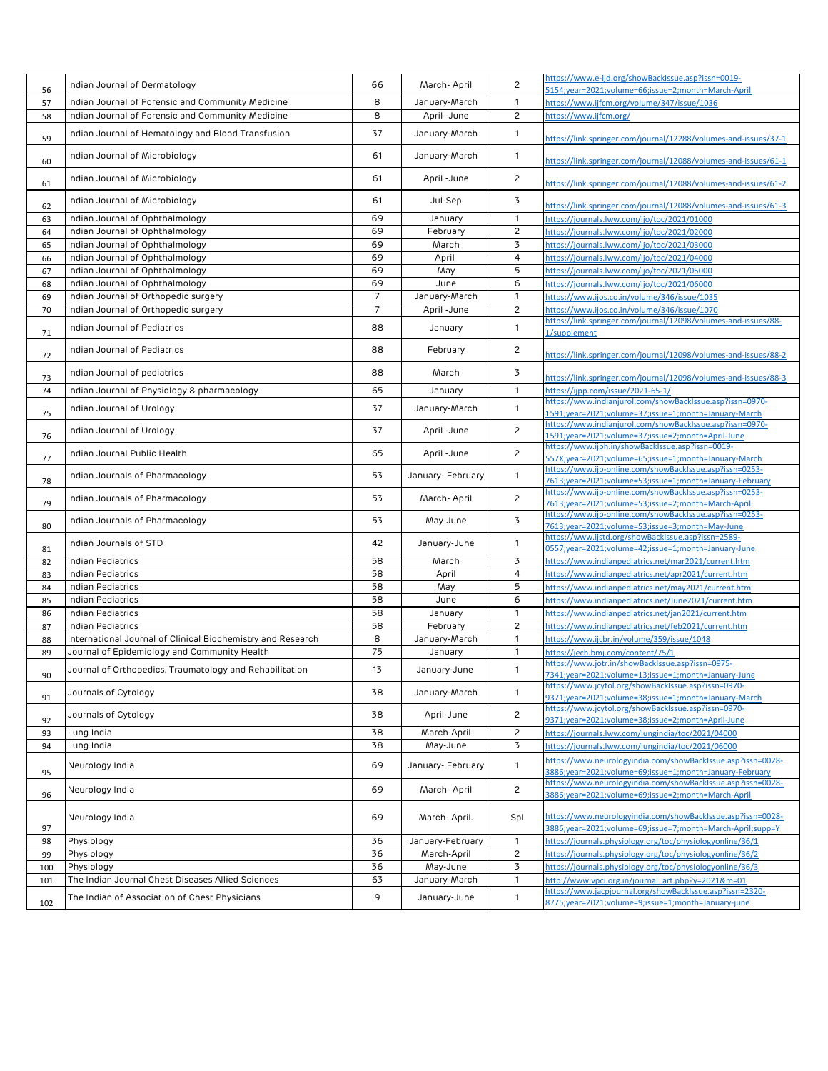| | | | | | |
|---|---|---|---|---|---|
| 56 | Indian Journal of Dermatology | 66 | March- April | 2 | https://www.e-ijd.org/showBackIssue.asp?issn=0019-5154;year=2021;volume=66;issue=2;month=March-April |
| 57 | Indian Journal of Forensic and Community Medicine | 8 | January-March | 1 | https://www.ijfcm.org/volume/347/issue/1036 |
| 58 | Indian Journal of Forensic and Community Medicine | 8 | April -June | 2 | https://www.ijfcm.org/ |
| 59 | Indian Journal of Hematology and Blood Transfusion | 37 | January-March | 1 | https://link.springer.com/journal/12288/volumes-and-issues/37-1 |
| 60 | Indian Journal of Microbiology | 61 | January-March | 1 | https://link.springer.com/journal/12088/volumes-and-issues/61-1 |
| 61 | Indian Journal of Microbiology | 61 | April -June | 2 | https://link.springer.com/journal/12088/volumes-and-issues/61-2 |
| 62 | Indian Journal of Microbiology | 61 | Jul-Sep | 3 | https://link.springer.com/journal/12088/volumes-and-issues/61-3 |
| 63 | Indian Journal of Ophthalmology | 69 | January | 1 | https://journals.lww.com/ijo/toc/2021/01000 |
| 64 | Indian Journal of Ophthalmology | 69 | February | 2 | https://journals.lww.com/ijo/toc/2021/02000 |
| 65 | Indian Journal of Ophthalmology | 69 | March | 3 | https://journals.lww.com/ijo/toc/2021/03000 |
| 66 | Indian Journal of Ophthalmology | 69 | April | 4 | https://journals.lww.com/ijo/toc/2021/04000 |
| 67 | Indian Journal of Ophthalmology | 69 | May | 5 | https://journals.lww.com/ijo/toc/2021/05000 |
| 68 | Indian Journal of Ophthalmology | 69 | June | 6 | https://journals.lww.com/ijo/toc/2021/06000 |
| 69 | Indian Journal of Orthopedic surgery | 7 | January-March | 1 | https://www.ijos.co.in/volume/346/issue/1035 |
| 70 | Indian Journal of Orthopedic surgery | 7 | April -June | 2 | https://www.ijos.co.in/volume/346/issue/1070 |
| 71 | Indian Journal of Pediatrics | 88 | January | 1 | https://link.springer.com/journal/12098/volumes-and-issues/88-1/supplement |
| 72 | Indian Journal of Pediatrics | 88 | February | 2 | https://link.springer.com/journal/12098/volumes-and-issues/88-2 |
| 73 | Indian Journal of pediatrics | 88 | March | 3 | https://link.springer.com/journal/12098/volumes-and-issues/88-3 |
| 74 | Indian Journal of Physiology & pharmacology | 65 | January | 1 | https://ijpp.com/issue/2021-65-1/ |
| 75 | Indian Journal of Urology | 37 | January-March | 1 | https://www.indianjurol.com/showBackIssue.asp?issn=0970-1591;year=2021;volume=37;issue=1;month=January-March |
| 76 | Indian Journal of Urology | 37 | April -June | 2 | https://www.indianjurol.com/showBackIssue.asp?issn=0970-1591;year=2021;volume=37;issue=2;month=April-June |
| 77 | Indian Journal Public Health | 65 | April -June | 2 | https://www.ijph.in/showBackIssue.asp?issn=0019-557X;year=2021;volume=65;issue=1;month=January-March |
| 78 | Indian Journals of Pharmacology | 53 | January- February | 1 | https://www.ijp-online.com/showBackIssue.asp?issn=0253-7613;year=2021;volume=53;issue=1;month=January-February |
| 79 | Indian Journals of Pharmacology | 53 | March- April | 2 | https://www.ijp-online.com/showBackIssue.asp?issn=0253-7613;year=2021;volume=53;issue=2;month=March-April |
| 80 | Indian Journals of Pharmacology | 53 | May-June | 3 | https://www.ijp-online.com/showBackIssue.asp?issn=0253-7613;year=2021;volume=53;issue=3;month=May-June |
| 81 | Indian Journals of STD | 42 | January-June | 1 | https://www.ijstd.org/showBackIssue.asp?issn=2589-0557;year=2021;volume=42;issue=1;month=January-June |
| 82 | Indian Pediatrics | 58 | March | 3 | https://www.indianpediatrics.net/mar2021/current.htm |
| 83 | Indian Pediatrics | 58 | April | 4 | https://www.indianpediatrics.net/apr2021/current.htm |
| 84 | Indian Pediatrics | 58 | May | 5 | https://www.indianpediatrics.net/may2021/current.htm |
| 85 | Indian Pediatrics | 58 | June | 6 | https://www.indianpediatrics.net/June2021/current.htm |
| 86 | Indian Pediatrics | 58 | January | 1 | https://www.indianpediatrics.net/jan2021/current.htm |
| 87 | Indian Pediatrics | 58 | February | 2 | https://www.indianpediatrics.net/feb2021/current.htm |
| 88 | International Journal of Clinical Biochemistry and Research | 8 | January-March | 1 | https://www.ijcbr.in/volume/359/issue/1048 |
| 89 | Journal of Epidemiology and Community Health | 75 | January | 1 | https://jech.bmj.com/content/75/1 |
| 90 | Journal of Orthopedics, Traumatology and Rehabilitation | 13 | January-June | 1 | https://www.jotr.in/showBackIssue.asp?issn=0975-7341;year=2021;volume=13;issue=1;month=January-June |
| 91 | Journals of Cytology | 38 | January-March | 1 | https://www.jcytol.org/showBackIssue.asp?issn=0970-9371;year=2021;volume=38;issue=1;month=January-March |
| 92 | Journals of Cytology | 38 | April-June | 2 | https://www.jcytol.org/showBackIssue.asp?issn=0970-9371;year=2021;volume=38;issue=2;month=April-June |
| 93 | Lung India | 38 | March-April | 2 | https://journals.lww.com/lungindia/toc/2021/04000 |
| 94 | Lung India | 38 | May-June | 3 | https://journals.lww.com/lungindia/toc/2021/06000 |
| 95 | Neurology India | 69 | January- February | 1 | https://www.neurologyindia.com/showBackIssue.asp?issn=0028-3886;year=2021;volume=69;issue=1;month=January-February |
| 96 | Neurology India | 69 | March- April | 2 | https://www.neurologyindia.com/showBackIssue.asp?issn=0028-3886;year=2021;volume=69;issue=2;month=March-April |
| 97 | Neurology India | 69 | March- April. | Spl | https://www.neurologyindia.com/showBackIssue.asp?issn=0028-3886;year=2021;volume=69;issue=7;month=March-April;supp=Y |
| 98 | Physiology | 36 | January-February | 1 | https://journals.physiology.org/toc/physiologyonline/36/1 |
| 99 | Physiology | 36 | March-April | 2 | https://journals.physiology.org/toc/physiologyonline/36/2 |
| 100 | Physiology | 36 | May-June | 3 | https://journals.physiology.org/toc/physiologyonline/36/3 |
| 101 | The Indian Journal Chest Diseases Allied Sciences | 63 | January-March | 1 | http://www.vpci.org.in/journal_art.php?y=2021&m=01 |
| 102 | The Indian of Association of Chest Physicians | 9 | January-June | 1 | https://www.jacpjournal.org/showBackIssue.asp?issn=2320-8775;year=2021;volume=9;issue=1;month=January-june |